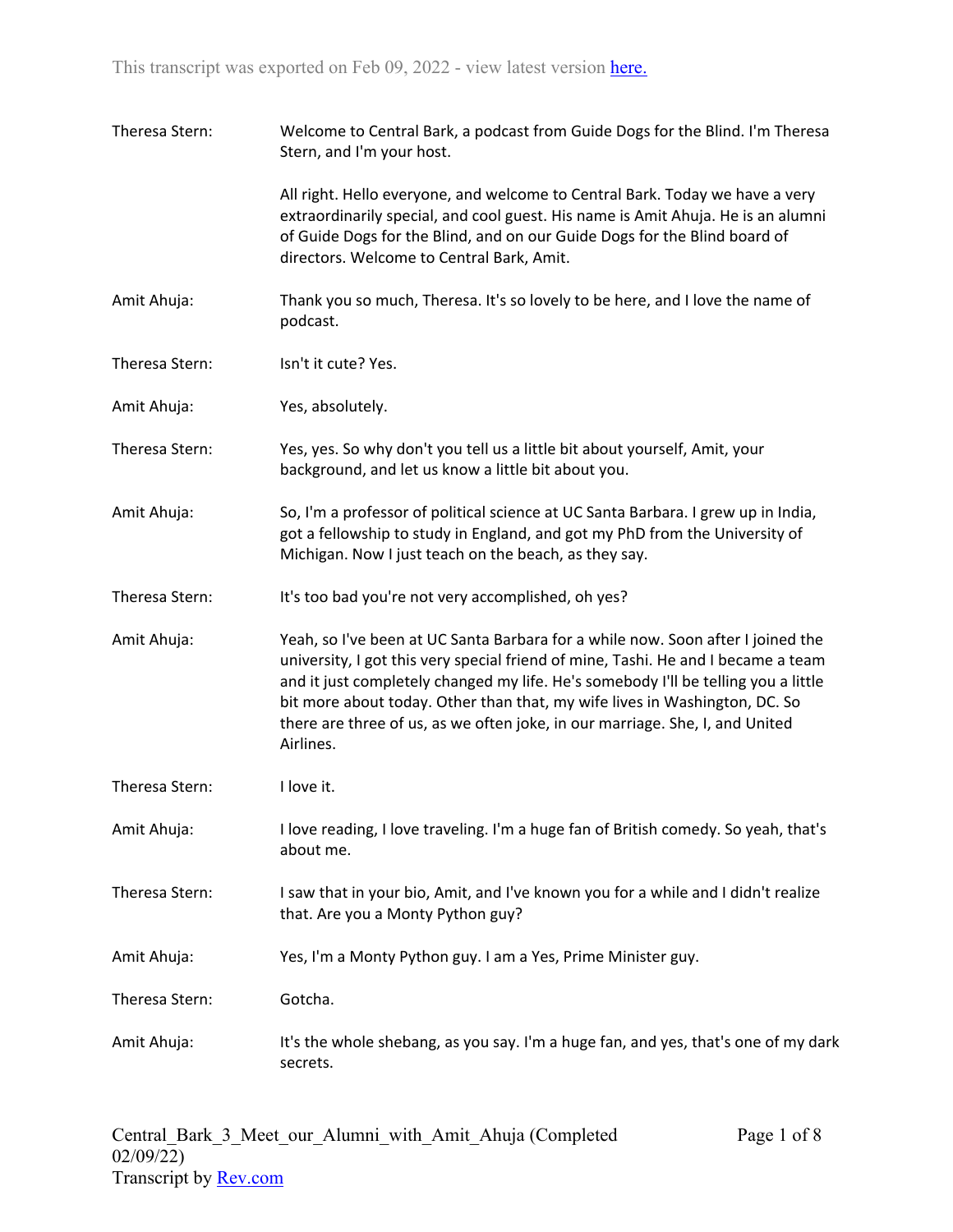This transcript was exported on Feb 09, 2022 - view latest version here.

Theresa Stern: Welcome to Central Bark, a podcast from Guide Dogs for the Blind. I'm Theresa Stern, and I'm your host.

All right. Hello everyone, and welcome to Central Bark. Today we have a very extraordinarily special, and cool guest. His name is Amit Ahuja. He is an alumni of Guide Dogs for the Blind, and on our Guide Dogs for the Blind board of directors. Welcome to Central Bark, Amit.

Amit Ahuja: Thank you so much, Theresa. It's so lovely to be here, and I love the name of podcast.

Theresa Stern: Isn't it cute? Yes.

Amit Ahuja: Yes, absolutely.

Theresa Stern: Yes, yes. So why don't you tell us a little bit about yourself, Amit, your background, and let us know a little bit about you.

Amit Ahuja: So, I'm a professor of political science at UC Santa Barbara. I grew up in India, got a fellowship to study in England, and got my PhD from the University of Michigan. Now I just teach on the beach, as they say.

Theresa Stern: It's too bad you're not very accomplished, oh yes?

Amit Ahuja: Yeah, so I've been at UC Santa Barbara for a while now. Soon after I joined the university, I got this very special friend of mine, Tashi. He and I became a team and it just completely changed my life. He's somebody I'll be telling you a little bit more about today. Other than that, my wife lives in Washington, DC. So there are three of us, as we often joke, in our marriage. She, I, and United Airlines.

Theresa Stern: I love it.

Amit Ahuja: I love reading, I love traveling. I'm a huge fan of British comedy. So yeah, that's about me.

Theresa Stern: I saw that in your bio, Amit, and I've known you for a while and I didn't realize that. Are you a Monty Python guy?

Amit Ahuja: Yes, I'm a Monty Python guy. I am a Yes, Prime Minister guy.

Theresa Stern: Gotcha.

Amit Ahuja: It's the whole shebang, as you say. I'm a huge fan, and yes, that's one of my dark secrets.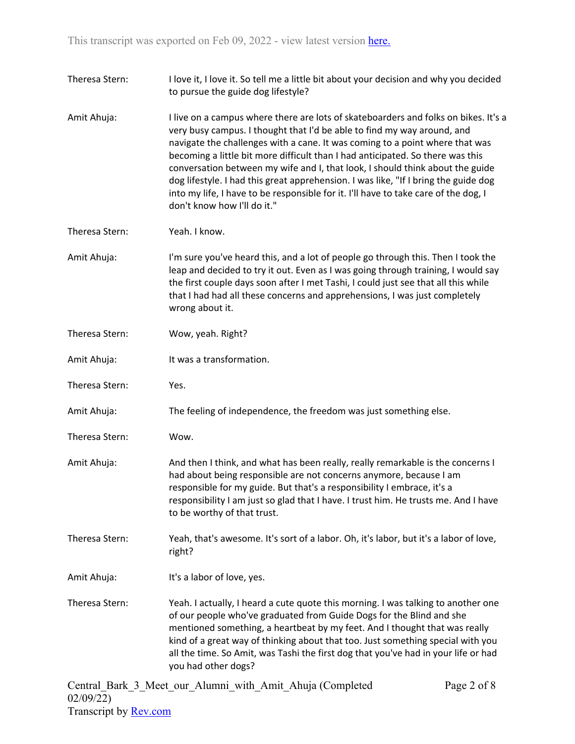Theresa Stern: I love it, I love it. So tell me a little bit about your decision and why you decided to pursue the guide dog lifestyle?

Amit Ahuja: I live on a campus where there are lots of skateboarders and folks on bikes. It's a very busy campus. I thought that I'd be able to find my way around, and navigate the challenges with a cane. It was coming to a point where that was becoming a little bit more difficult than I had anticipated. So there was this conversation between my wife and I, that look, I should think about the guide dog lifestyle. I had this great apprehension. I was like, "If I bring the guide dog into my life, I have to be responsible for it. I'll have to take care of the dog, I don't know how I'll do it."

Theresa Stern: Yeah. I know.

Amit Ahuja: I'm sure you've heard this, and a lot of people go through this. Then I took the leap and decided to try it out. Even as I was going through training, I would say the first couple days soon after I met Tashi, I could just see that all this while that I had had all these concerns and apprehensions, I was just completely wrong about it.

Theresa Stern: Wow, yeah. Right?

Amit Ahuja: It was a transformation.

Theresa Stern: Yes.

Amit Ahuja: The feeling of independence, the freedom was just something else.

Theresa Stern: Wow.

Amit Ahuja: And then I think, and what has been really, really remarkable is the concerns I had about being responsible are not concerns anymore, because I am responsible for my guide. But that's a responsibility I embrace, it's a responsibility I am just so glad that I have. I trust him. He trusts me. And I have to be worthy of that trust.

Theresa Stern: Yeah, that's awesome. It's sort of a labor. Oh, it's labor, but it's a labor of love, right?

Amit Ahuja: It's a labor of love, yes.

Theresa Stern: Yeah. I actually, I heard a cute quote this morning. I was talking to another one of our people who've graduated from Guide Dogs for the Blind and she mentioned something, a heartbeat by my feet. And I thought that was really kind of a great way of thinking about that too. Just something special with you all the time. So Amit, was Tashi the first dog that you've had in your life or had you had other dogs?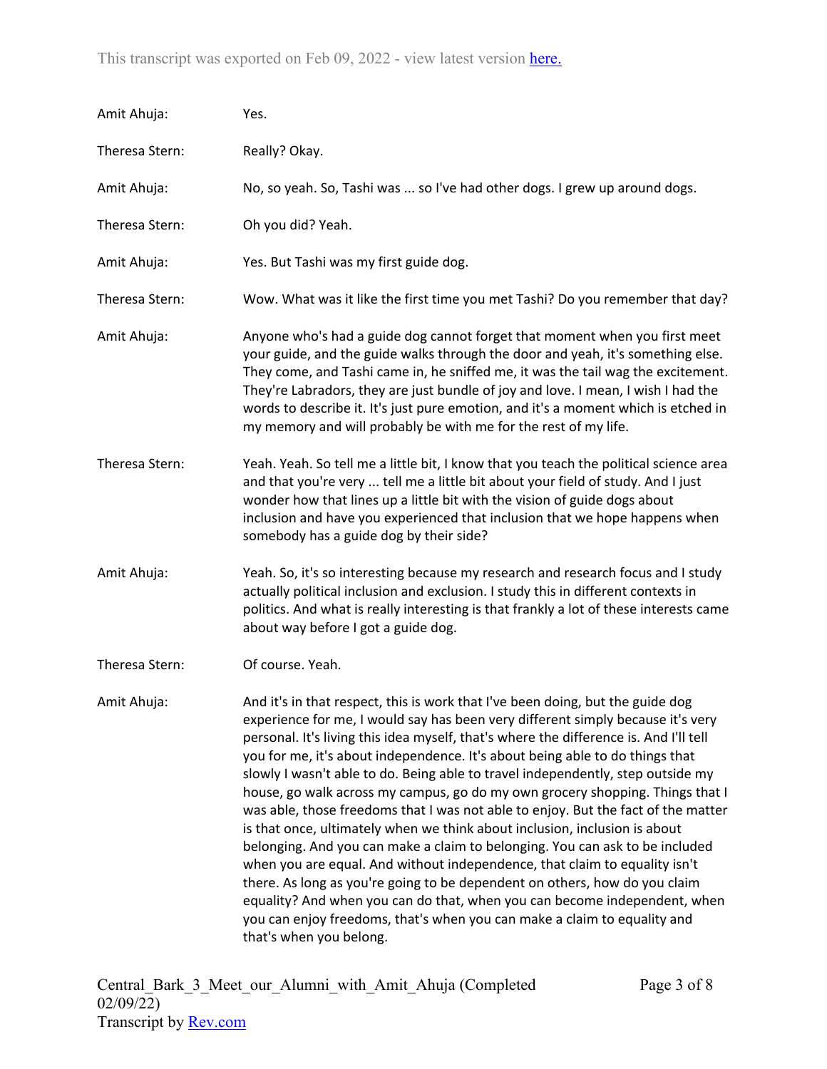Amit Ahuja: Yes.

Theresa Stern: Really? Okay.

Amit Ahuja: No, so yeah. So, Tashi was ... so I've had other dogs. I grew up around dogs.

Theresa Stern: Oh you did? Yeah.

Amit Ahuja: Yes. But Tashi was my first guide dog.

Theresa Stern: Wow. What was it like the first time you met Tashi? Do you remember that day?

Amit Ahuja: Anyone who's had a guide dog cannot forget that moment when you first meet your guide, and the guide walks through the door and yeah, it's something else. They come, and Tashi came in, he sniffed me, it was the tail wag the excitement. They're Labradors, they are just bundle of joy and love. I mean, I wish I had the words to describe it. It's just pure emotion, and it's a moment which is etched in my memory and will probably be with me for the rest of my life.

Theresa Stern: Yeah. Yeah. So tell me a little bit, I know that you teach the political science area and that you're very ... tell me a little bit about your field of study. And I just wonder how that lines up a little bit with the vision of guide dogs about inclusion and have you experienced that inclusion that we hope happens when somebody has a guide dog by their side?

Amit Ahuja: Yeah. So, it's so interesting because my research and research focus and I study actually political inclusion and exclusion. I study this in different contexts in politics. And what is really interesting is that frankly a lot of these interests came about way before I got a guide dog.

Theresa Stern: Of course. Yeah.

Amit Ahuja: And it's in that respect, this is work that I've been doing, but the guide dog experience for me, I would say has been very different simply because it's very personal. It's living this idea myself, that's where the difference is. And I'll tell you for me, it's about independence. It's about being able to do things that slowly I wasn't able to do. Being able to travel independently, step outside my house, go walk across my campus, go do my own grocery shopping. Things that I was able, those freedoms that I was not able to enjoy. But the fact of the matter is that once, ultimately when we think about inclusion, inclusion is about belonging. And you can make a claim to belonging. You can ask to be included when you are equal. And without independence, that claim to equality isn't there. As long as you're going to be dependent on others, how do you claim equality? And when you can do that, when you can become independent, when you can enjoy freedoms, that's when you can make a claim to equality and that's when you belong.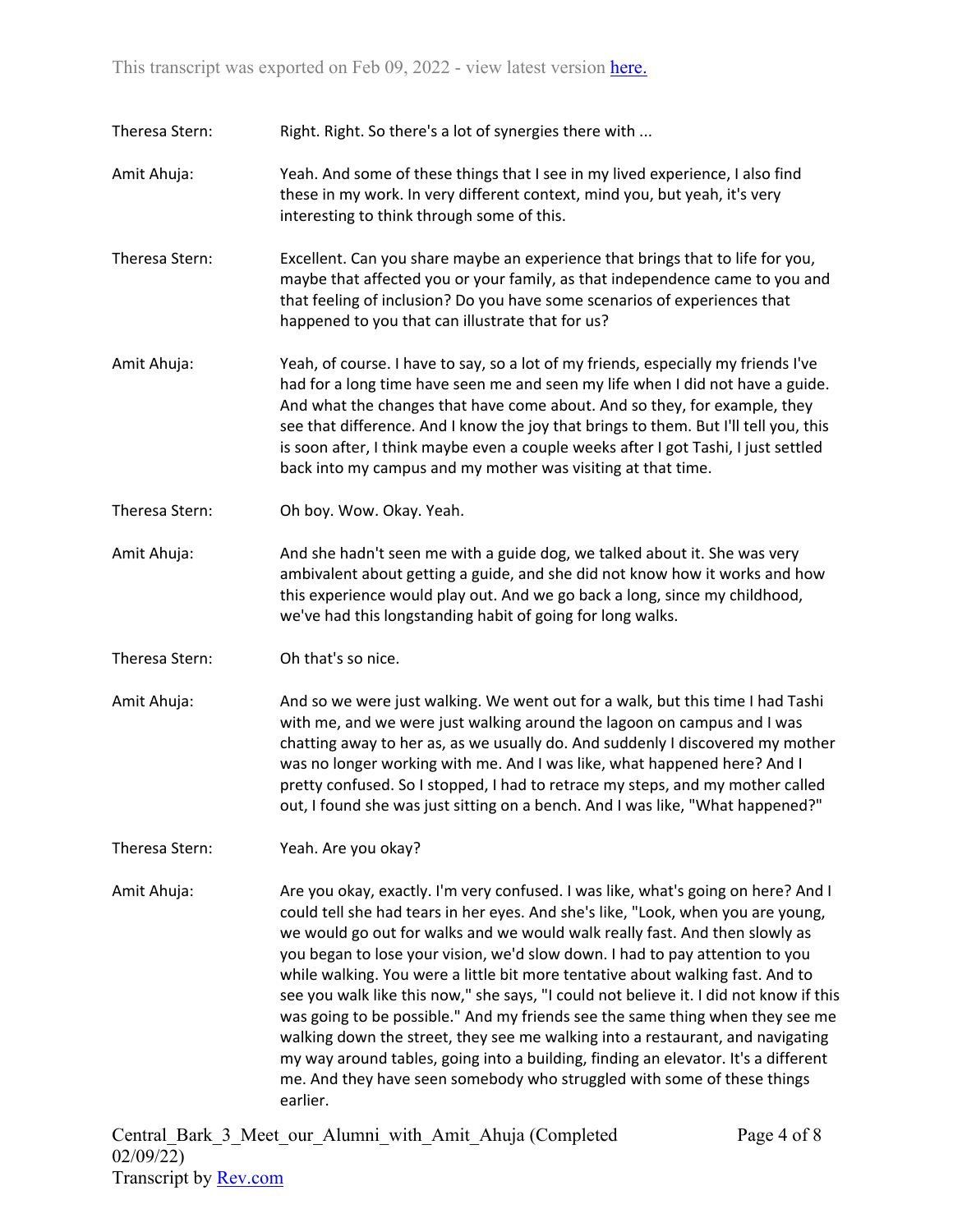Theresa Stern: Right. Right. So there's a lot of synergies there with ...

Amit Ahuja: Yeah. And some of these things that I see in my lived experience, I also find these in my work. In very different context, mind you, but yeah, it's very interesting to think through some of this.

Theresa Stern: Excellent. Can you share maybe an experience that brings that to life for you, maybe that affected you or your family, as that independence came to you and that feeling of inclusion? Do you have some scenarios of experiences that happened to you that can illustrate that for us?

Amit Ahuja: Yeah, of course. I have to say, so a lot of my friends, especially my friends I've had for a long time have seen me and seen my life when I did not have a guide. And what the changes that have come about. And so they, for example, they see that difference. And I know the joy that brings to them. But I'll tell you, this is soon after, I think maybe even a couple weeks after I got Tashi, I just settled back into my campus and my mother was visiting at that time.

Theresa Stern: Oh boy. Wow. Okay. Yeah.

Amit Ahuja: And she hadn't seen me with a guide dog, we talked about it. She was very ambivalent about getting a guide, and she did not know how it works and how this experience would play out. And we go back a long, since my childhood, we've had this longstanding habit of going for long walks.

Theresa Stern: Oh that's so nice.

Amit Ahuja: And so we were just walking. We went out for a walk, but this time I had Tashi with me, and we were just walking around the lagoon on campus and I was chatting away to her as, as we usually do. And suddenly I discovered my mother was no longer working with me. And I was like, what happened here? And I pretty confused. So I stopped, I had to retrace my steps, and my mother called out, I found she was just sitting on a bench. And I was like, "What happened?"

Theresa Stern: Yeah. Are you okay?

Amit Ahuja: Are you okay, exactly. I'm very confused. I was like, what's going on here? And I could tell she had tears in her eyes. And she's like, "Look, when you are young, we would go out for walks and we would walk really fast. And then slowly as you began to lose your vision, we'd slow down. I had to pay attention to you while walking. You were a little bit more tentative about walking fast. And to see you walk like this now," she says, "I could not believe it. I did not know if this was going to be possible." And my friends see the same thing when they see me walking down the street, they see me walking into a restaurant, and navigating my way around tables, going into a building, finding an elevator. It's a different me. And they have seen somebody who struggled with some of these things earlier.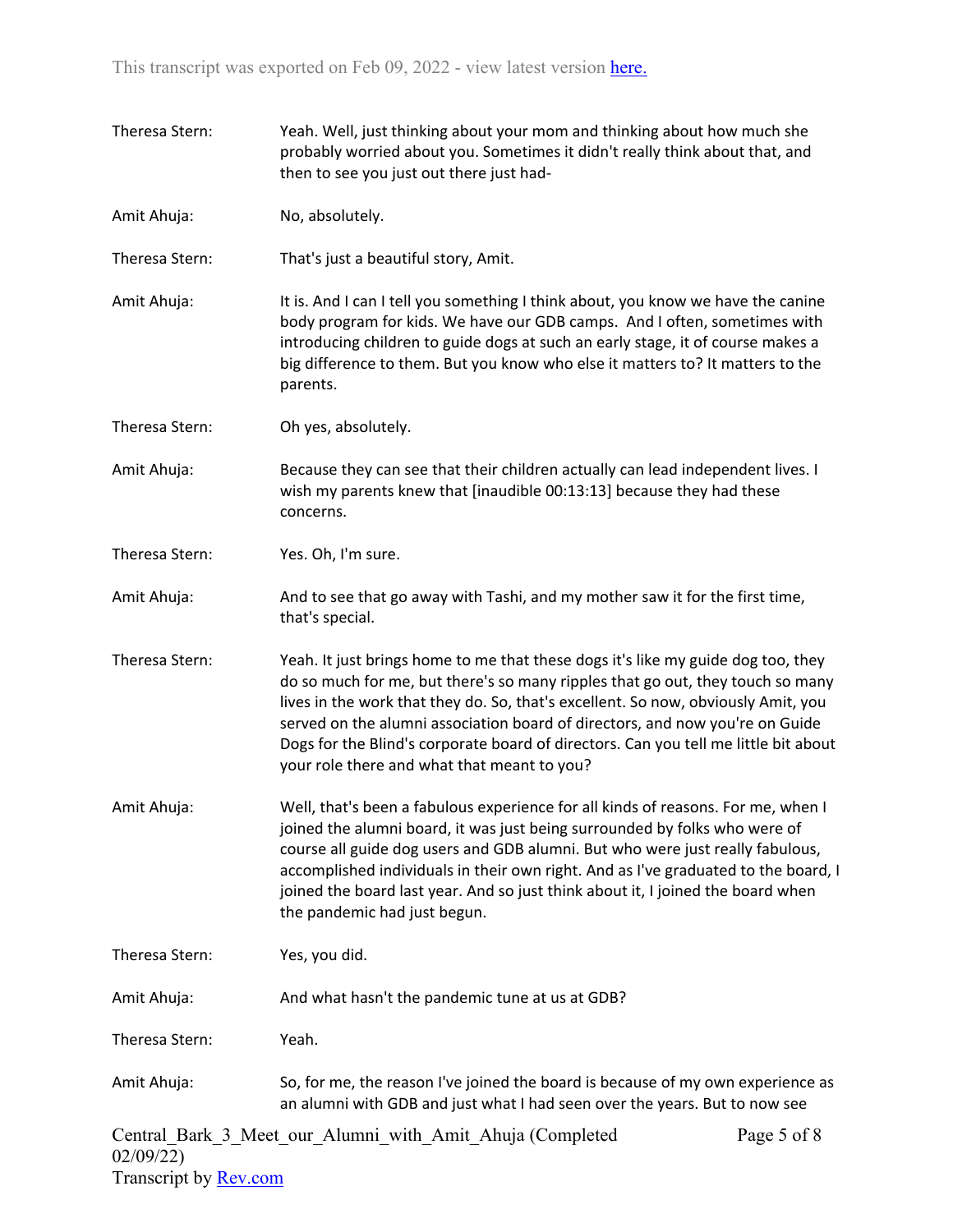Theresa Stern: Yeah. Well, just thinking about your mom and thinking about how much she probably worried about you. Sometimes it didn't really think about that, and then to see you just out there just had-

Amit Ahuja: No, absolutely.

Theresa Stern: That's just a beautiful story, Amit.

Amit Ahuja: It is. And I can I tell you something I think about, you know we have the canine body program for kids. We have our GDB camps. And I often, sometimes with introducing children to guide dogs at such an early stage, it of course makes a big difference to them. But you know who else it matters to? It matters to the parents.

Theresa Stern: Oh yes, absolutely.

Amit Ahuja: Because they can see that their children actually can lead independent lives. I wish my parents knew that [inaudible 00:13:13] because they had these concerns.

Theresa Stern: Yes. Oh, I'm sure.

Amit Ahuja: And to see that go away with Tashi, and my mother saw it for the first time, that's special.

Theresa Stern: Yeah. It just brings home to me that these dogs it's like my guide dog too, they do so much for me, but there's so many ripples that go out, they touch so many lives in the work that they do. So, that's excellent. So now, obviously Amit, you served on the alumni association board of directors, and now you're on Guide Dogs for the Blind's corporate board of directors. Can you tell me little bit about your role there and what that meant to you?

Amit Ahuja: Well, that's been a fabulous experience for all kinds of reasons. For me, when I joined the alumni board, it was just being surrounded by folks who were of course all guide dog users and GDB alumni. But who were just really fabulous, accomplished individuals in their own right. And as I've graduated to the board, I joined the board last year. And so just think about it, I joined the board when the pandemic had just begun.

Theresa Stern: Yes, you did.

Amit Ahuja: And what hasn't the pandemic tune at us at GDB?

Theresa Stern: Yeah.

Amit Ahuja: So, for me, the reason I've joined the board is because of my own experience as an alumni with GDB and just what I had seen over the years. But to now see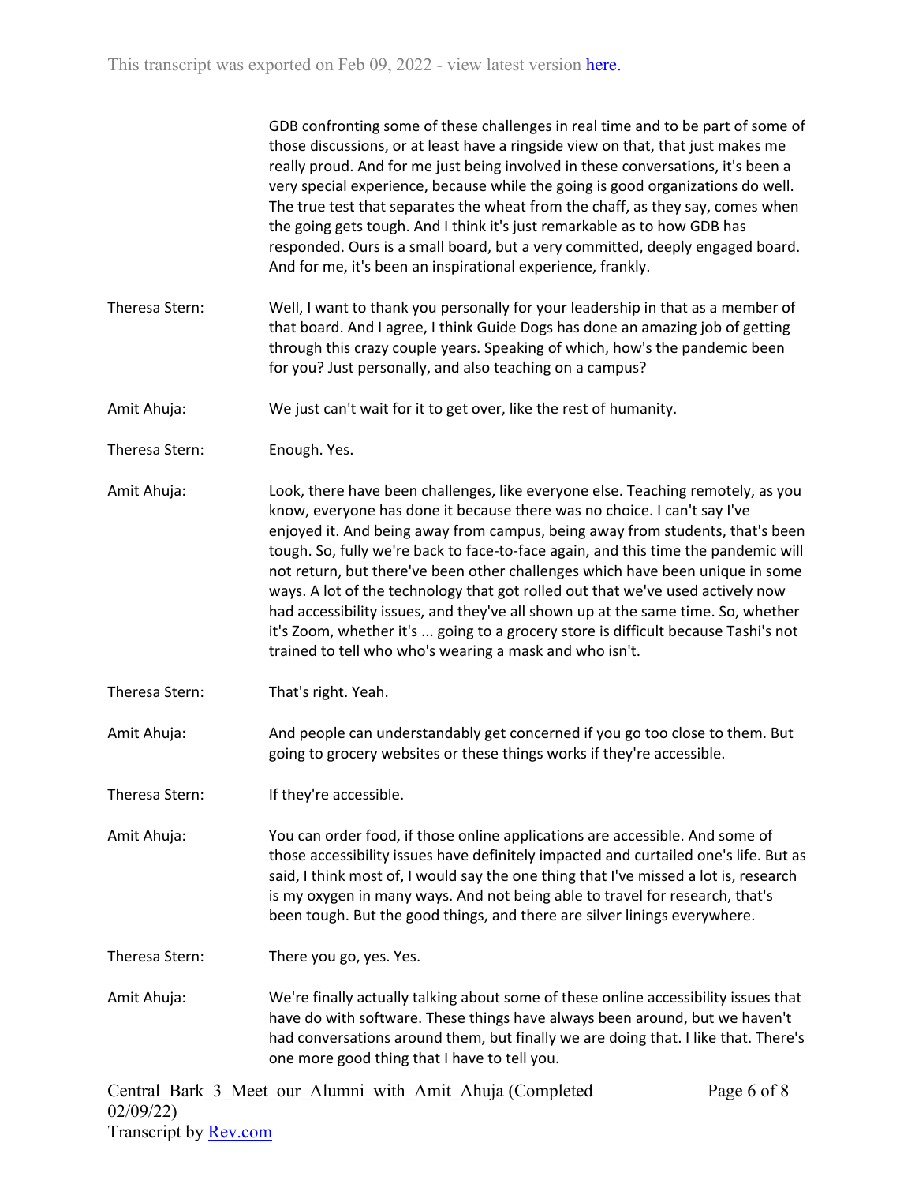GDB confronting some of these challenges in real time and to be part of some of those discussions, or at least have a ringside view on that, that just makes me really proud. And for me just being involved in these conversations, it's been a very special experience, because while the going is good organizations do well. The true test that separates the wheat from the chaff, as they say, comes when the going gets tough. And I think it's just remarkable as to how GDB has responded. Ours is a small board, but a very committed, deeply engaged board. And for me, it's been an inspirational experience, frankly.

Theresa Stern: Well, I want to thank you personally for your leadership in that as a member of that board. And I agree, I think Guide Dogs has done an amazing job of getting through this crazy couple years. Speaking of which, how's the pandemic been for you? Just personally, and also teaching on a campus?

Amit Ahuja: We just can't wait for it to get over, like the rest of humanity.

Theresa Stern: Enough. Yes.

Amit Ahuja: Look, there have been challenges, like everyone else. Teaching remotely, as you know, everyone has done it because there was no choice. I can't say I've enjoyed it. And being away from campus, being away from students, that's been tough. So, fully we're back to face-to-face again, and this time the pandemic will not return, but there've been other challenges which have been unique in some ways. A lot of the technology that got rolled out that we've used actively now had accessibility issues, and they've all shown up at the same time. So, whether it's Zoom, whether it's ... going to a grocery store is difficult because Tashi's not trained to tell who who's wearing a mask and who isn't.

Theresa Stern: That's right. Yeah.

Amit Ahuja: And people can understandably get concerned if you go too close to them. But going to grocery websites or these things works if they're accessible.

Theresa Stern: If they're accessible.

Amit Ahuja: You can order food, if those online applications are accessible. And some of those accessibility issues have definitely impacted and curtailed one's life. But as said, I think most of, I would say the one thing that I've missed a lot is, research is my oxygen in many ways. And not being able to travel for research, that's been tough. But the good things, and there are silver linings everywhere.

Theresa Stern: There you go, yes. Yes.

Amit Ahuja: We're finally actually talking about some of these online accessibility issues that have do with software. These things have always been around, but we haven't had conversations around them, but finally we are doing that. I like that. There's one more good thing that I have to tell you.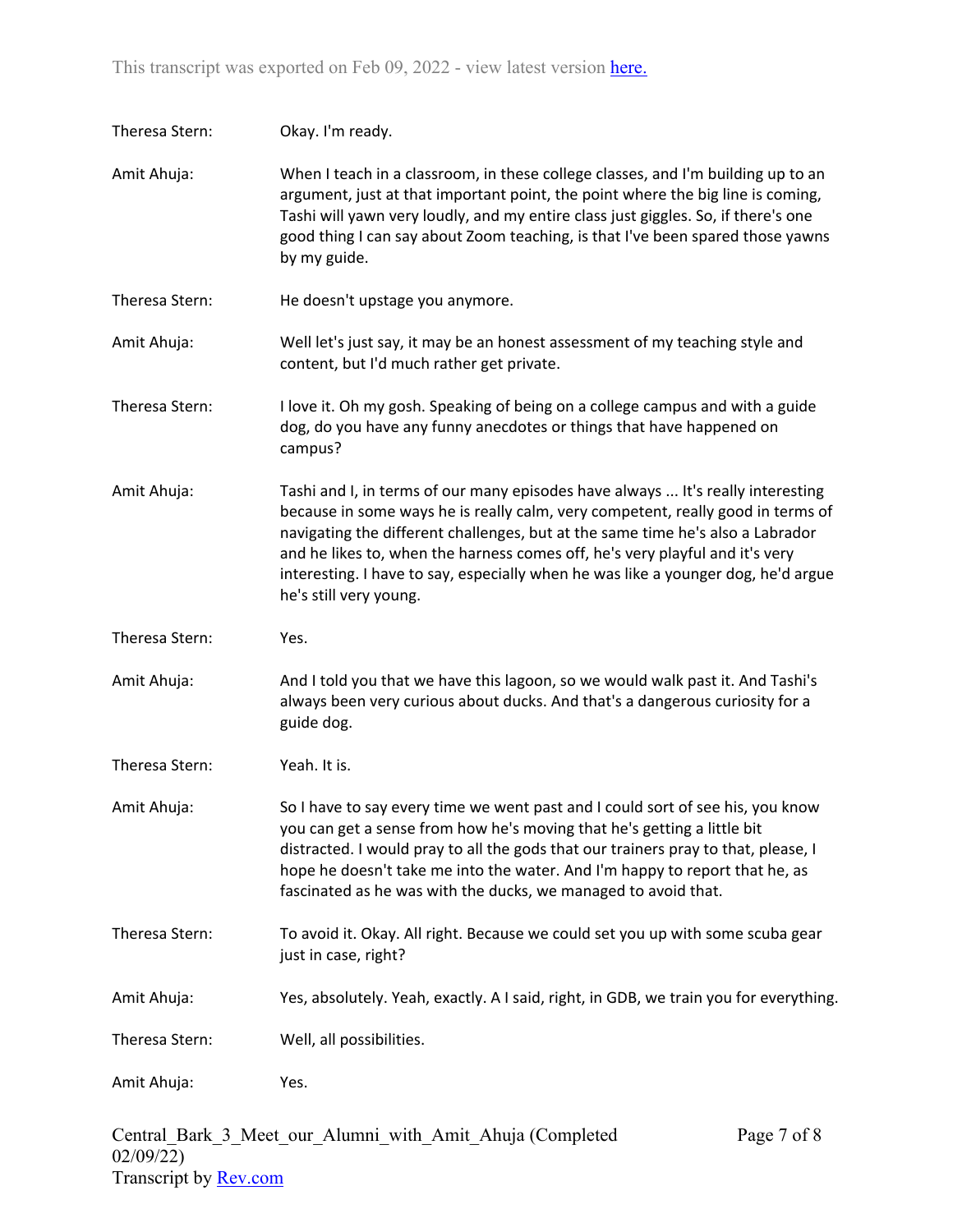Theresa Stern: Okay. I'm ready.

Amit Ahuja: When I teach in a classroom, in these college classes, and I'm building up to an argument, just at that important point, the point where the big line is coming, Tashi will yawn very loudly, and my entire class just giggles. So, if there's one good thing I can say about Zoom teaching, is that I've been spared those yawns by my guide.

Theresa Stern: He doesn't upstage you anymore.

Amit Ahuja: Well let's just say, it may be an honest assessment of my teaching style and content, but I'd much rather get private.

Theresa Stern: I love it. Oh my gosh. Speaking of being on a college campus and with a guide dog, do you have any funny anecdotes or things that have happened on campus?

Amit Ahuja: Tashi and I, in terms of our many episodes have always ... It's really interesting because in some ways he is really calm, very competent, really good in terms of navigating the different challenges, but at the same time he's also a Labrador and he likes to, when the harness comes off, he's very playful and it's very interesting. I have to say, especially when he was like a younger dog, he'd argue he's still very young.

Theresa Stern: Yes.

Amit Ahuja: And I told you that we have this lagoon, so we would walk past it. And Tashi's always been very curious about ducks. And that's a dangerous curiosity for a guide dog.

Theresa Stern: Yeah. It is.

Amit Ahuja: So I have to say every time we went past and I could sort of see his, you know you can get a sense from how he's moving that he's getting a little bit distracted. I would pray to all the gods that our trainers pray to that, please, I hope he doesn't take me into the water. And I'm happy to report that he, as fascinated as he was with the ducks, we managed to avoid that.

Theresa Stern: To avoid it. Okay. All right. Because we could set you up with some scuba gear just in case, right?

Amit Ahuja: Yes, absolutely. Yeah, exactly. A I said, right, in GDB, we train you for everything.

Theresa Stern: Well, all possibilities.

Amit Ahuja: Yes.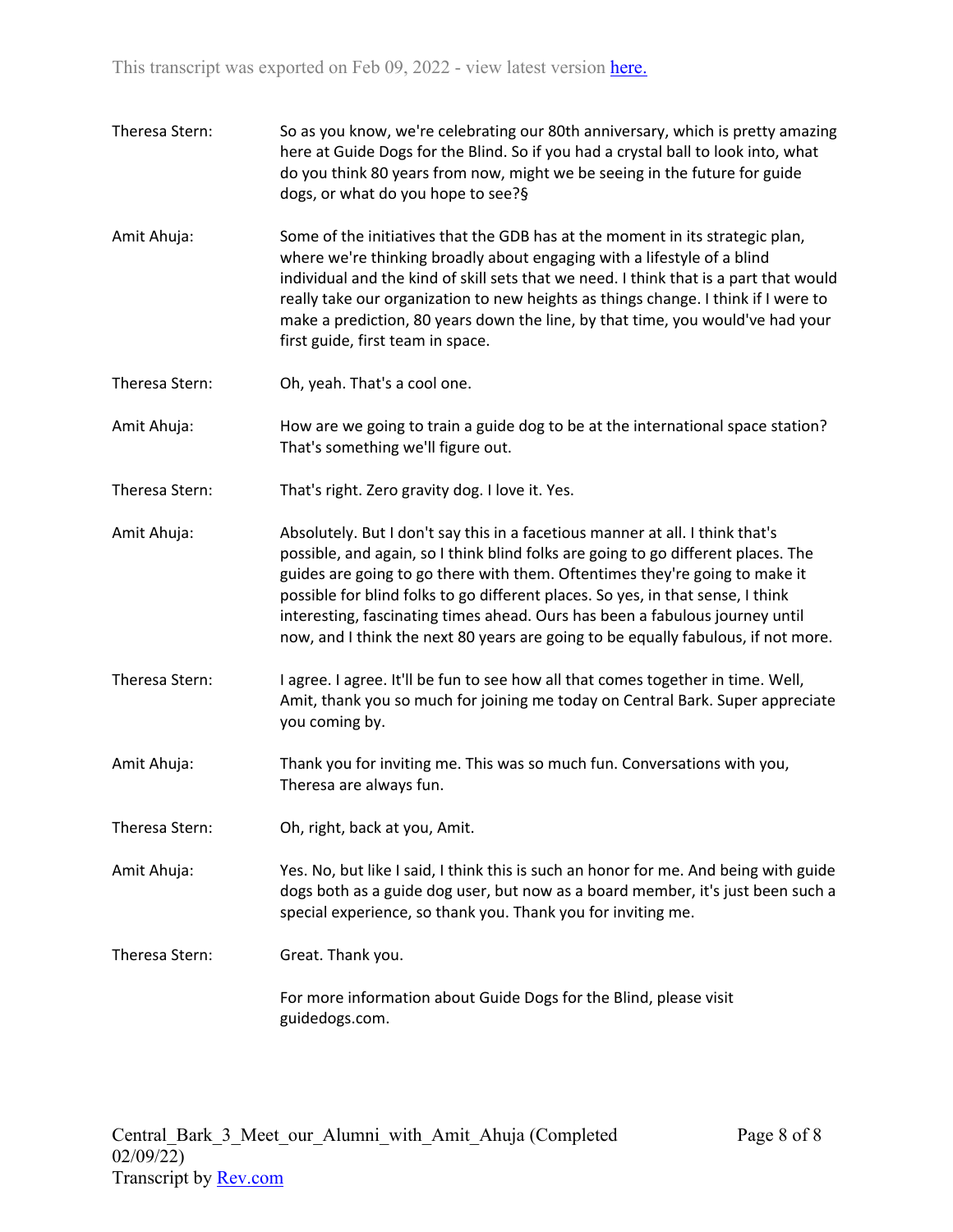Theresa Stern: So as you know, we're celebrating our 80th anniversary, which is pretty amazing here at Guide Dogs for the Blind. So if you had a crystal ball to look into, what do you think 80 years from now, might we be seeing in the future for guide dogs, or what do you hope to see?§

Amit Ahuja: Some of the initiatives that the GDB has at the moment in its strategic plan, where we're thinking broadly about engaging with a lifestyle of a blind individual and the kind of skill sets that we need. I think that is a part that would really take our organization to new heights as things change. I think if I were to make a prediction, 80 years down the line, by that time, you would've had your first guide, first team in space.

Theresa Stern: Oh, yeah. That's a cool one.

Amit Ahuja: How are we going to train a guide dog to be at the international space station? That's something we'll figure out.

Theresa Stern: That's right. Zero gravity dog. I love it. Yes.

Amit Ahuja: Absolutely. But I don't say this in a facetious manner at all. I think that's possible, and again, so I think blind folks are going to go different places. The guides are going to go there with them. Oftentimes they're going to make it possible for blind folks to go different places. So yes, in that sense, I think interesting, fascinating times ahead. Ours has been a fabulous journey until now, and I think the next 80 years are going to be equally fabulous, if not more.

Theresa Stern: I agree. I agree. It'll be fun to see how all that comes together in time. Well, Amit, thank you so much for joining me today on Central Bark. Super appreciate you coming by.

Amit Ahuja: Thank you for inviting me. This was so much fun. Conversations with you, Theresa are always fun.

Theresa Stern: Oh, right, back at you, Amit.

Amit Ahuja: Yes. No, but like I said, I think this is such an honor for me. And being with guide dogs both as a guide dog user, but now as a board member, it's just been such a special experience, so thank you. Thank you for inviting me.

Theresa Stern: Great. Thank you.

For more information about Guide Dogs for the Blind, please visit guidedogs.com.